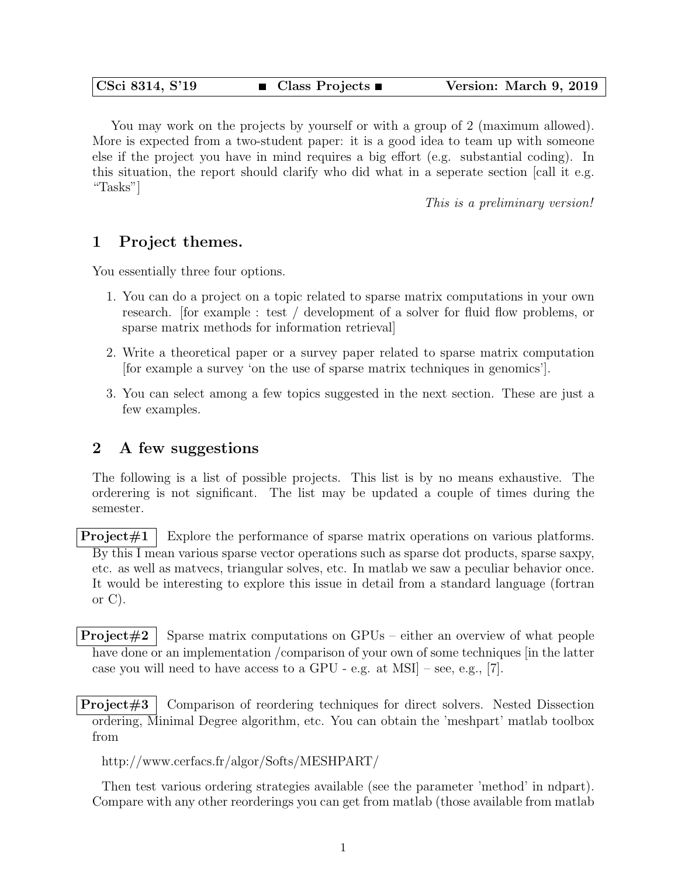| CSci 8314, S'19 | ■ Class Projects ■ | Version: March 9, 2019 |
| --- | --- | --- |

You may work on the projects by yourself or with a group of 2 (maximum allowed). More is expected from a two-student paper: it is a good idea to team up with someone else if the project you have in mind requires a big effort (e.g. substantial coding). In this situation, the report should clarify who did what in a seperate section [call it e.g. "Tasks"]

*This is a preliminary version!*

## 1 Project themes.

You essentially three four options.

1. You can do a project on a topic related to sparse matrix computations in your own research. [for example : test / development of a solver for fluid flow problems, or sparse matrix methods for information retrieval]
2. Write a theoretical paper or a survey paper related to sparse matrix computation [for example a survey 'on the use of sparse matrix techniques in genomics'].
3. You can select among a few topics suggested in the next section. These are just a few examples.

## 2 A few suggestions

The following is a list of possible projects. This list is by no means exhaustive. The orderering is not significant. The list may be updated a couple of times during the semester.

**Project#1** Explore the performance of sparse matrix operations on various platforms. By this I mean various sparse vector operations such as sparse dot products, sparse saxpy, etc. as well as matvecs, triangular solves, etc. In matlab we saw a peculiar behavior once. It would be interesting to explore this issue in detail from a standard language (fortran or C).

**Project#2** Sparse matrix computations on GPUs – either an overview of what people have done or an implementation /comparison of your own of some techniques [in the latter case you will need to have access to a GPU - e.g. at MSI] – see, e.g., [7].

**Project#3** Comparison of reordering techniques for direct solvers. Nested Dissection ordering, Minimal Degree algorithm, etc. You can obtain the 'meshpart' matlab toolbox from

http://www.cerfacs.fr/algor/Softs/MESHPART/

Then test various ordering strategies available (see the parameter 'method' in ndpart). Compare with any other reorderings you can get from matlab (those available from matlab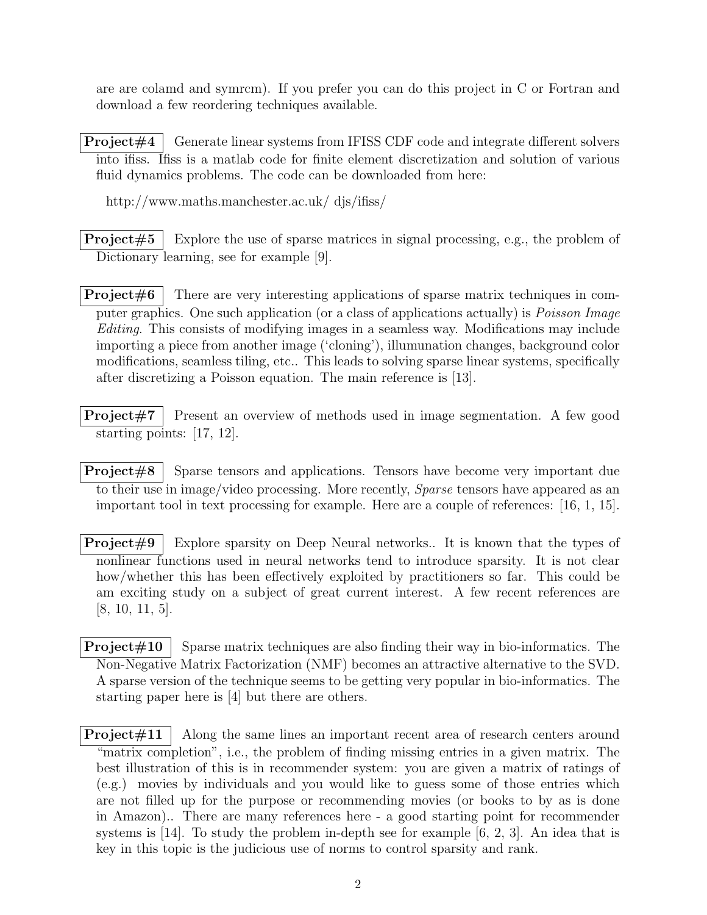are are colamd and symrcm). If you prefer you can do this project in C or Fortran and download a few reordering techniques available.

**Project#4** Generate linear systems from IFISS CDF code and integrate different solvers into ifiss. Ifiss is a matlab code for finite element discretization and solution of various fluid dynamics problems. The code can be downloaded from here:

http://www.maths.manchester.ac.uk/ djs/ifiss/

**Project#5** Explore the use of sparse matrices in signal processing, e.g., the problem of Dictionary learning, see for example [9].

**Project#6** There are very interesting applications of sparse matrix techniques in computer graphics. One such application (or a class of applications actually) is *Poisson Image Editing*. This consists of modifying images in a seamless way. Modifications may include importing a piece from another image ('cloning'), illumunation changes, background color modifications, seamless tiling, etc.. This leads to solving sparse linear systems, specifically after discretizing a Poisson equation. The main reference is [13].

**Project#7** Present an overview of methods used in image segmentation. A few good starting points: [17, 12].

**Project#8** Sparse tensors and applications. Tensors have become very important due to their use in image/video processing. More recently, *Sparse* tensors have appeared as an important tool in text processing for example. Here are a couple of references: [16, 1, 15].

**Project#9** Explore sparsity on Deep Neural networks.. It is known that the types of nonlinear functions used in neural networks tend to introduce sparsity. It is not clear how/whether this has been effectively exploited by practitioners so far. This could be am exciting study on a subject of great current interest. A few recent references are [8, 10, 11, 5].

**Project#10** Sparse matrix techniques are also finding their way in bio-informatics. The Non-Negative Matrix Factorization (NMF) becomes an attractive alternative to the SVD. A sparse version of the technique seems to be getting very popular in bio-informatics. The starting paper here is [4] but there are others.

**Project#11** Along the same lines an important recent area of research centers around "matrix completion", i.e., the problem of finding missing entries in a given matrix. The best illustration of this is in recommender system: you are given a matrix of ratings of (e.g.) movies by individuals and you would like to guess some of those entries which are not filled up for the purpose or recommending movies (or books to by as is done in Amazon).. There are many references here - a good starting point for recommender systems is [14]. To study the problem in-depth see for example [6, 2, 3]. An idea that is key in this topic is the judicious use of norms to control sparsity and rank.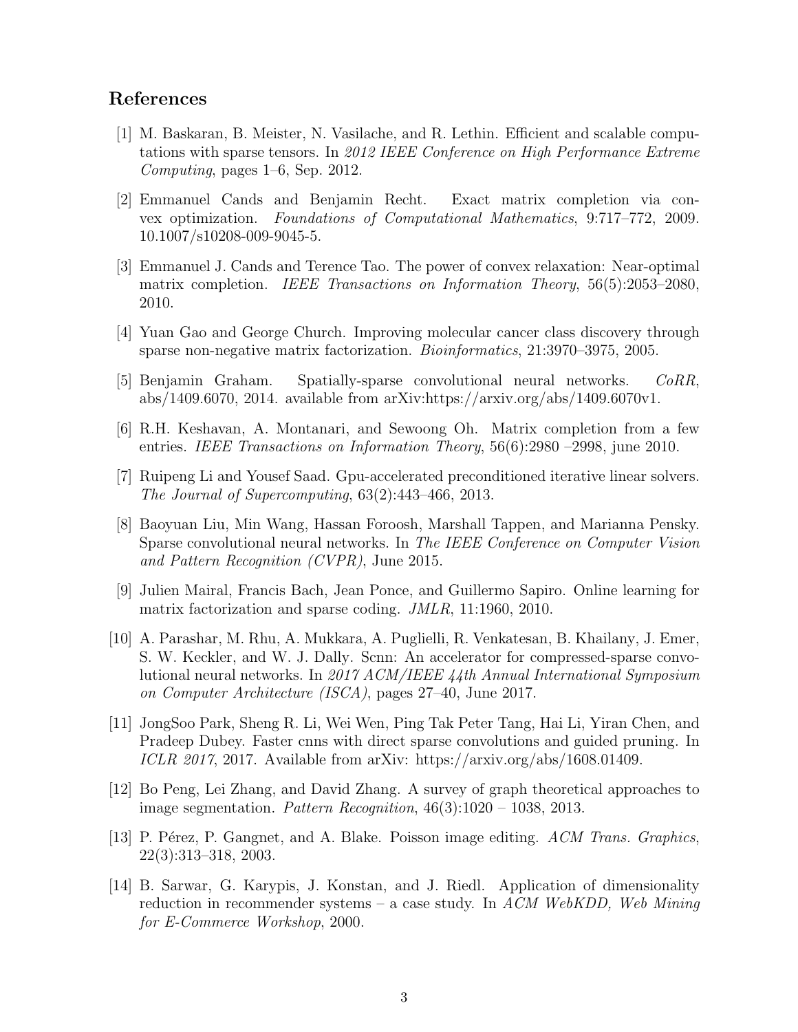## References

[1] M. Baskaran, B. Meister, N. Vasilache, and R. Lethin. Efficient and scalable computations with sparse tensors. In *2012 IEEE Conference on High Performance Extreme Computing*, pages 1–6, Sep. 2012.

[2] Emmanuel Cands and Benjamin Recht. Exact matrix completion via convex optimization. *Foundations of Computational Mathematics*, 9:717–772, 2009. 10.1007/s10208-009-9045-5.

[3] Emmanuel J. Cands and Terence Tao. The power of convex relaxation: Near-optimal matrix completion. *IEEE Transactions on Information Theory*, 56(5):2053–2080, 2010.

[4] Yuan Gao and George Church. Improving molecular cancer class discovery through sparse non-negative matrix factorization. *Bioinformatics*, 21:3970–3975, 2005.

[5] Benjamin Graham. Spatially-sparse convolutional neural networks. *CoRR*, abs/1409.6070, 2014. available from arXiv:https://arxiv.org/abs/1409.6070v1.

[6] R.H. Keshavan, A. Montanari, and Sewoong Oh. Matrix completion from a few entries. *IEEE Transactions on Information Theory*, 56(6):2980 –2998, june 2010.

[7] Ruipeng Li and Yousef Saad. Gpu-accelerated preconditioned iterative linear solvers. *The Journal of Supercomputing*, 63(2):443–466, 2013.

[8] Baoyuan Liu, Min Wang, Hassan Foroosh, Marshall Tappen, and Marianna Pensky. Sparse convolutional neural networks. In *The IEEE Conference on Computer Vision and Pattern Recognition (CVPR)*, June 2015.

[9] Julien Mairal, Francis Bach, Jean Ponce, and Guillermo Sapiro. Online learning for matrix factorization and sparse coding. *JMLR*, 11:1960, 2010.

[10] A. Parashar, M. Rhu, A. Mukkara, A. Puglielli, R. Venkatesan, B. Khailany, J. Emer, S. W. Keckler, and W. J. Dally. Scnn: An accelerator for compressed-sparse convolutional neural networks. In *2017 ACM/IEEE 44th Annual International Symposium on Computer Architecture (ISCA)*, pages 27–40, June 2017.

[11] JongSoo Park, Sheng R. Li, Wei Wen, Ping Tak Peter Tang, Hai Li, Yiran Chen, and Pradeep Dubey. Faster cnns with direct sparse convolutions and guided pruning. In *ICLR 2017*, 2017. Available from arXiv: https://arxiv.org/abs/1608.01409.

[12] Bo Peng, Lei Zhang, and David Zhang. A survey of graph theoretical approaches to image segmentation. *Pattern Recognition*, 46(3):1020 – 1038, 2013.

[13] P. Pérez, P. Gangnet, and A. Blake. Poisson image editing. *ACM Trans. Graphics*, 22(3):313–318, 2003.

[14] B. Sarwar, G. Karypis, J. Konstan, and J. Riedl. Application of dimensionality reduction in recommender systems – a case study. In *ACM WebKDD, Web Mining for E-Commerce Workshop*, 2000.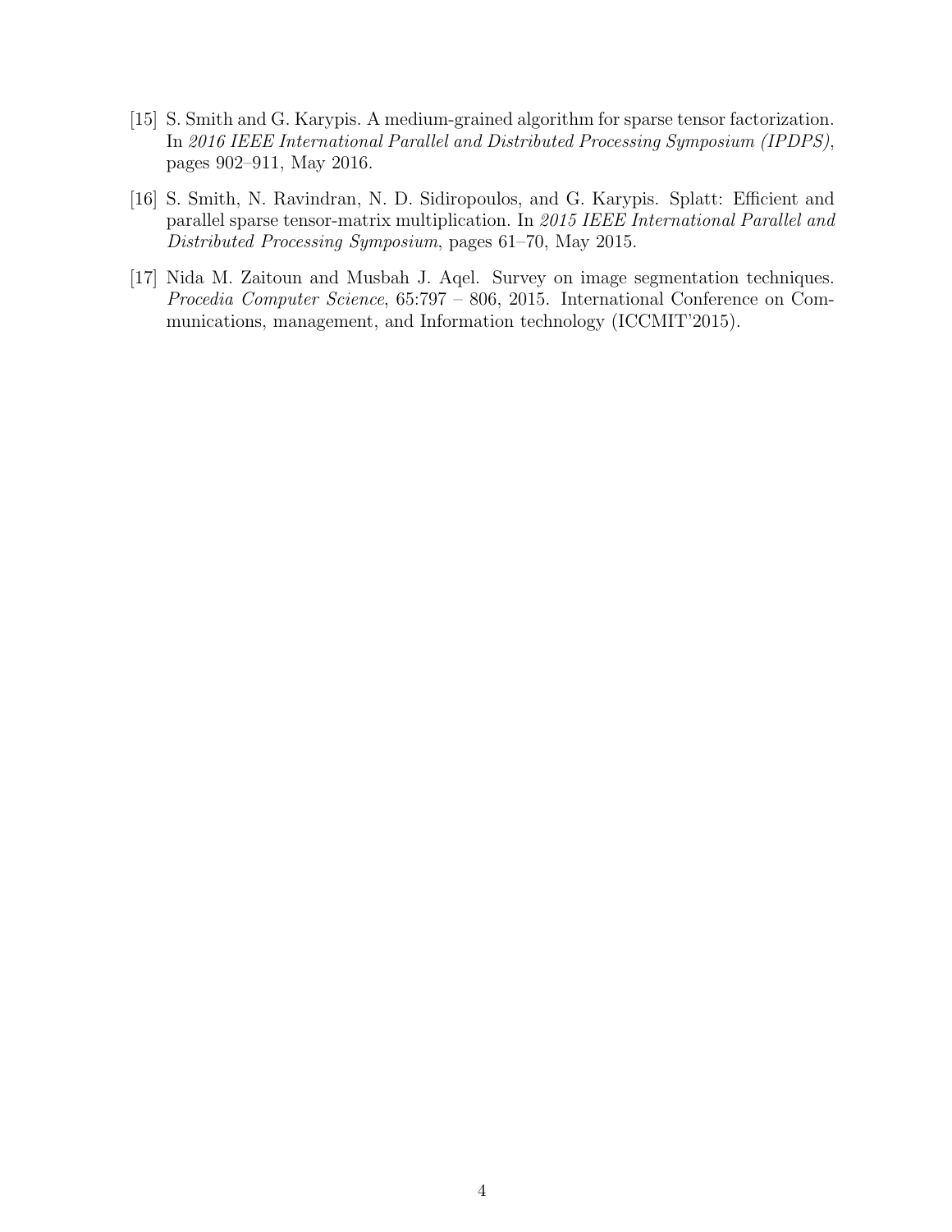[15] S. Smith and G. Karypis. A medium-grained algorithm for sparse tensor factorization. In *2016 IEEE International Parallel and Distributed Processing Symposium (IPDPS)*, pages 902–911, May 2016.

[16] S. Smith, N. Ravindran, N. D. Sidiropoulos, and G. Karypis. Splatt: Efficient and parallel sparse tensor-matrix multiplication. In *2015 IEEE International Parallel and Distributed Processing Symposium*, pages 61–70, May 2015.

[17] Nida M. Zaitoun and Musbah J. Aqel. Survey on image segmentation techniques. *Procedia Computer Science*, 65:797 – 806, 2015. International Conference on Communications, management, and Information technology (ICCMIT'2015).